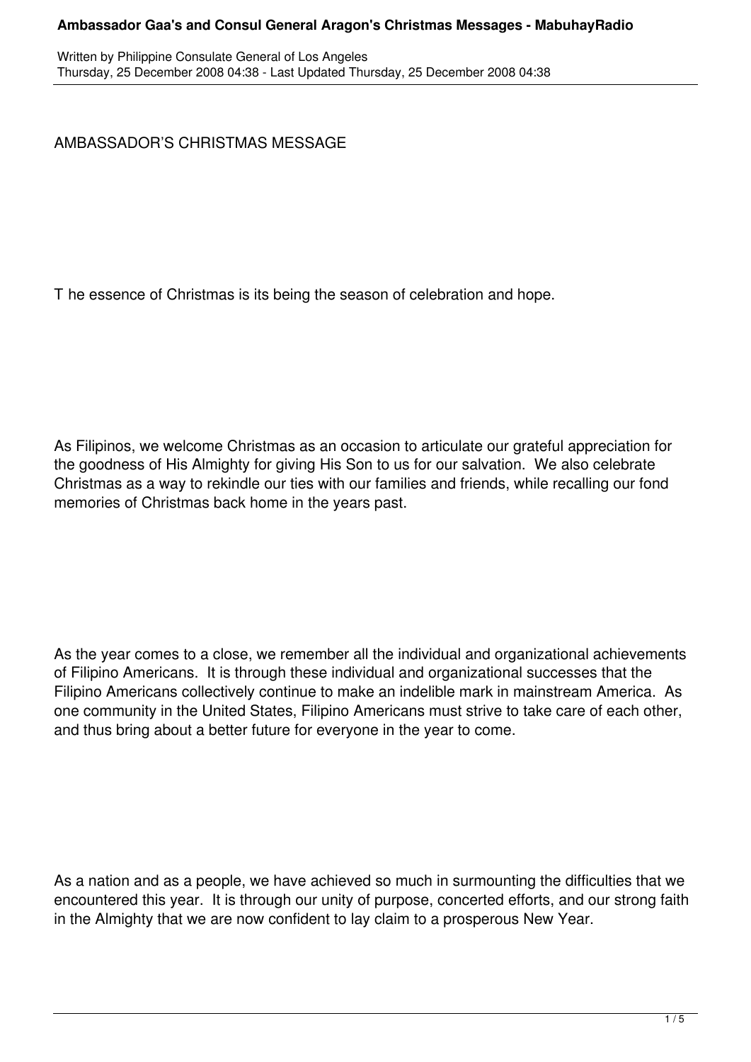AMBASSADOR'S CHRISTMAS MESSAGE

The essence of Christmas is its being the season of celebration and hope.

As Filipinos, we welcome Christmas as an occasion to articulate our grateful appreciation for the goodness of His Almighty for giving His Son to us for our salvation. We also celebrate Christmas as a way to rekindle our ties with our families and friends, while recalling our fond memories of Christmas back home in the years past.

As the year comes to a close, we remember all the individual and organizational achievements of Filipino Americans. It is through these individual and organizational successes that the Filipino Americans collectively continue to make an indelible mark in mainstream America. As one community in the United States, Filipino Americans must strive to take care of each other, and thus bring about a better future for everyone in the year to come.

As a nation and as a people, we have achieved so much in surmounting the difficulties that we encountered this year. It is through our unity of purpose, concerted efforts, and our strong faith in the Almighty that we are now confident to lay claim to a prosperous New Year.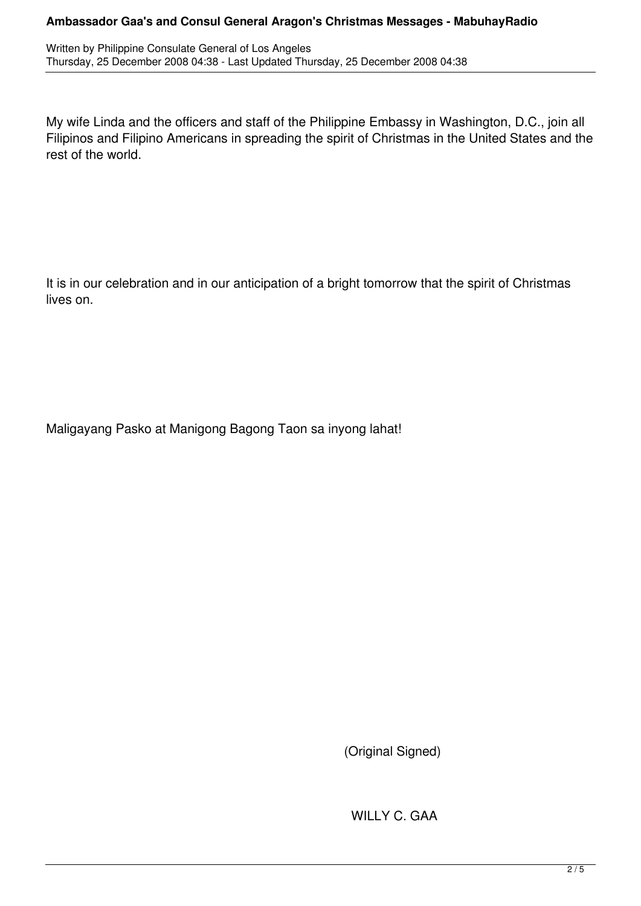My wife Linda and the officers and staff of the Philippine Embassy in Washington, D.C., join all Filipinos and Filipino Americans in spreading the spirit of Christmas in the United States and the rest of the world.

It is in our celebration and in our anticipation of a bright tomorrow that the spirit of Christmas lives on.

Maligayang Pasko at Manigong Bagong Taon sa inyong lahat!

(Original Signed)

WILLY C. GAA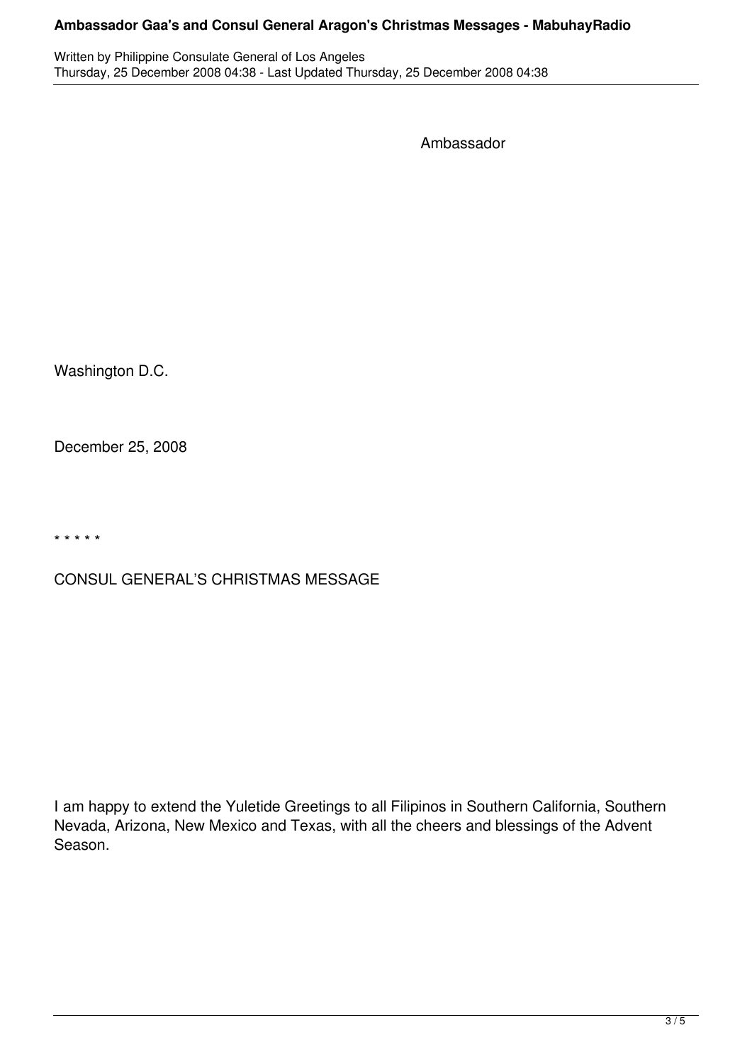Ambassador

Washington D.C.

December 25, 2008

* * * * *

CONSUL GENERAL'S CHRISTMAS MESSAGE

I am happy to extend the Yuletide Greetings to all Filipinos in Southern California, Southern Nevada, Arizona, New Mexico and Texas, with all the cheers and blessings of the Advent Season.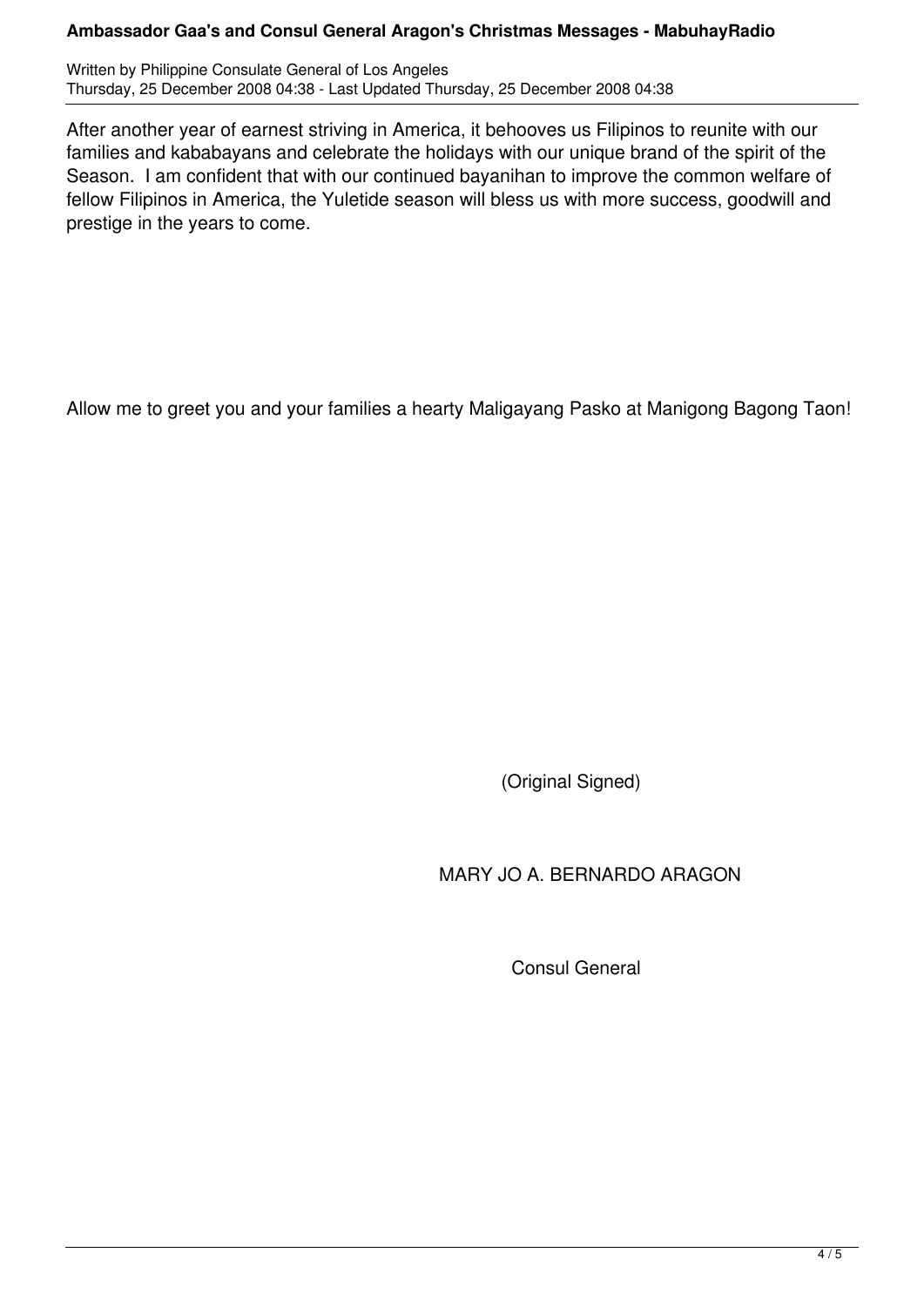After another year of earnest striving in America, it behooves us Filipinos to reunite with our families and kababayans and celebrate the holidays with our unique brand of the spirit of the Season. I am confident that with our continued bayanihan to improve the common welfare of fellow Filipinos in America, the Yuletide season will bless us with more success, goodwill and prestige in the years to come.

Allow me to greet you and your families a hearty Maligayang Pasko at Manigong Bagong Taon!

(Original Signed)

MARY JO A. BERNARDO ARAGON

Consul General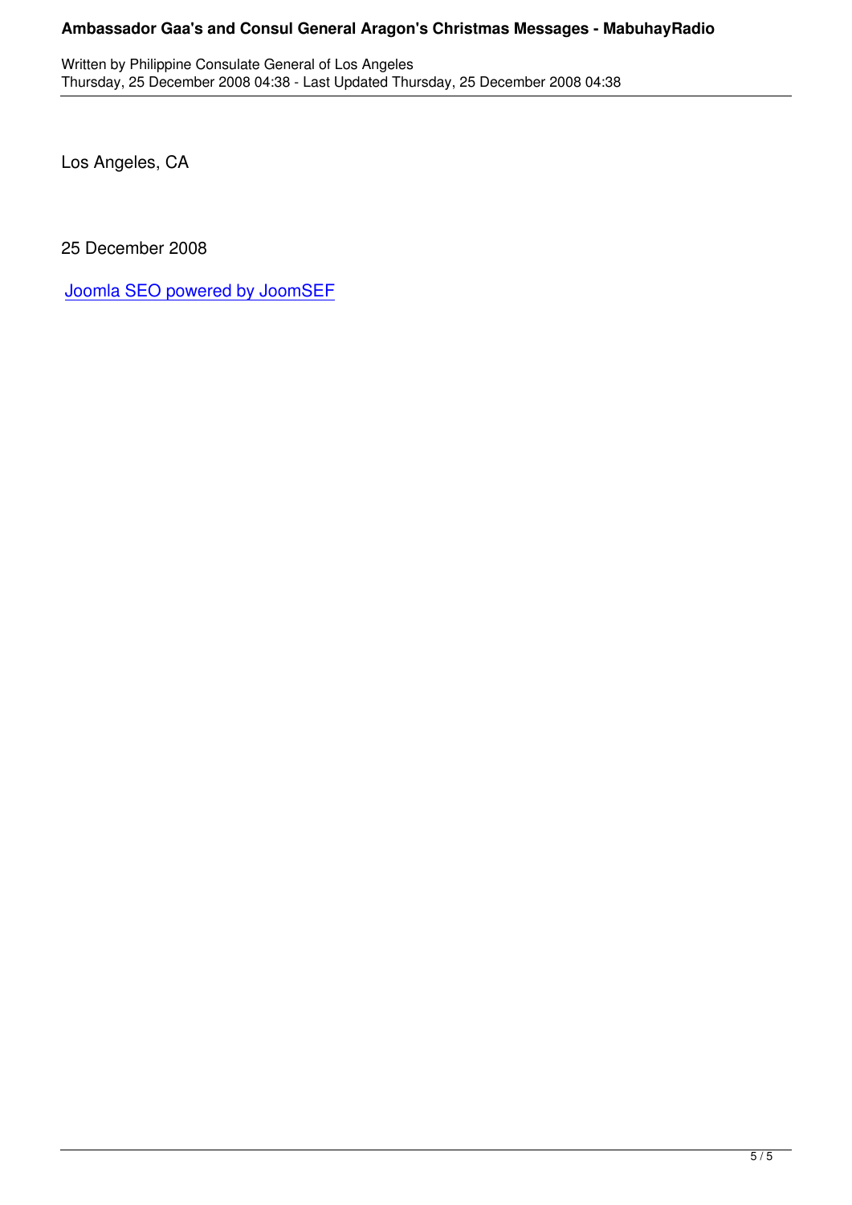Los Angeles, CA

25 December 2008

Joomla SEO powered by JoomSEF